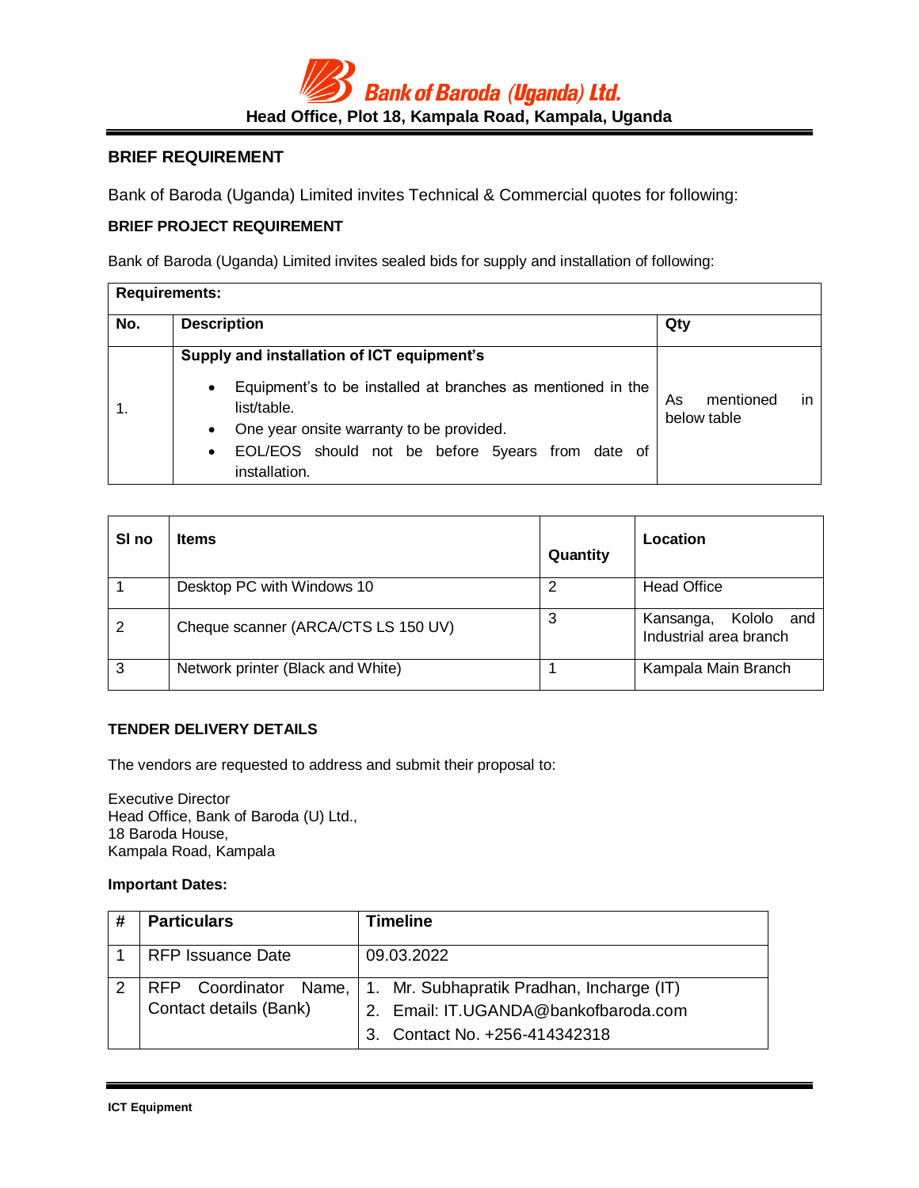**Bank of Baroda (Uganda) Ltd.**

**Head Office, Plot 18, Kampala Road, Kampala, Uganda**

## BRIEF REQUIREMENT

Bank of Baroda (Uganda) Limited invites Technical & Commercial quotes for following:

### BRIEF PROJECT REQUIREMENT

Bank of Baroda (Uganda) Limited invites sealed bids for supply and installation of following:

| **Requirements:** | | |
|---|---|---|
| **No.** | **Description** | **Qty** |
| 1. | **Supply and installation of ICT equipment's**<br>• Equipment's to be installed at branches as mentioned in the list/table.<br>• One year onsite warranty to be provided.<br>• EOL/EOS should not be before 5years from date of installation. | As mentioned in below table |

| Sl no | Items | Quantity | Location |
|---|---|---|---|
| 1 | Desktop PC with Windows 10 | 2 | Head Office |
| 2 | Cheque scanner (ARCA/CTS LS 150 UV) | 3 | Kansanga, Kololo and Industrial area branch |
| 3 | Network printer (Black and White) | 1 | Kampala Main Branch |

### TENDER DELIVERY DETAILS

The vendors are requested to address and submit their proposal to:

Executive Director
Head Office, Bank of Baroda (U) Ltd.,
18 Baroda House,
Kampala Road, Kampala

**Important Dates:**

| # | Particulars | Timeline |
|---|---|---|
| 1 | RFP Issuance Date | 09.03.2022 |
| 2 | RFP Coordinator Name, Contact details (Bank) | 1. Mr. Subhapratik Pradhan, Incharge (IT)<br>2. Email: IT.UGANDA@bankofbaroda.com<br>3. Contact No. +256-414342318 |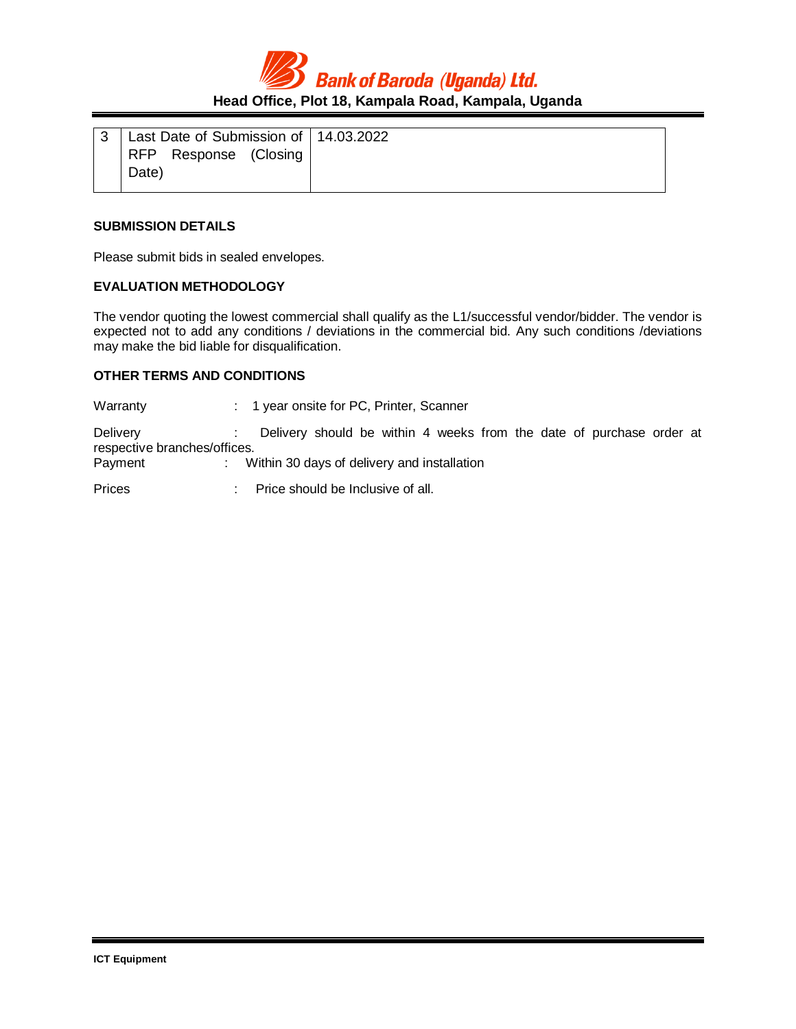| 3 | Last Date of Submission of RFP Response (Closing Date) | 14.03.2022 |
|---|---|---|

**SUBMISSION DETAILS**

Please submit bids in sealed envelopes.

**EVALUATION METHODOLOGY**

The vendor quoting the lowest commercial shall qualify as the L1/successful vendor/bidder. The vendor is expected not to add any conditions / deviations in the commercial bid. Any such conditions /deviations may make the bid liable for disqualification.

**OTHER TERMS AND CONDITIONS**

Warranty : 1 year onsite for PC, Printer, Scanner

Delivery : Delivery should be within 4 weeks from the date of purchase order at respective branches/offices.

Payment : Within 30 days of delivery and installation

Prices : Price should be Inclusive of all.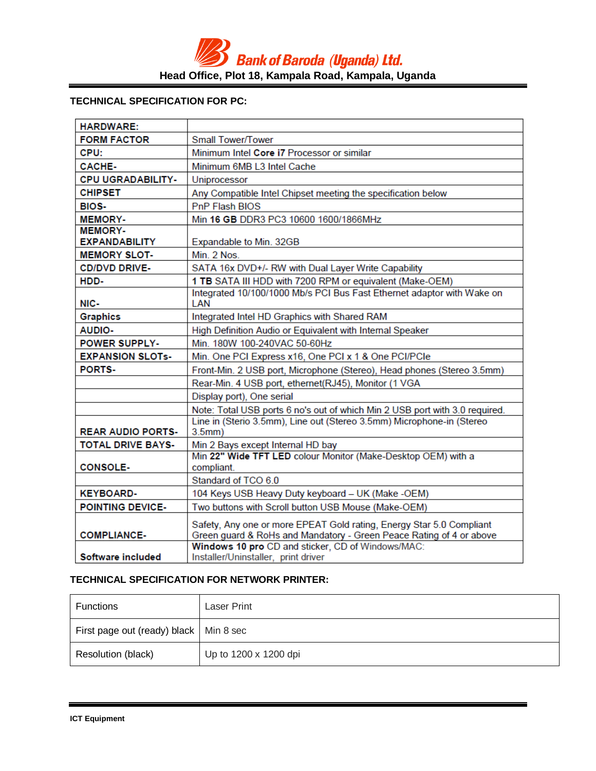**Bank of Baroda (Uganda) Ltd.**

**Head Office, Plot 18, Kampala Road, Kampala, Uganda**

**TECHNICAL SPECIFICATION FOR PC:**

| **HARDWARE:** | |
|---|---|
| **FORM FACTOR** | Small Tower/Tower |
| **CPU:** | Minimum Intel **Core i7** Processor or similar |
| **CACHE-** | Minimum 6MB L3 Intel Cache |
| **CPU UGRADABILITY-** | Uniprocessor |
| **CHIPSET** | Any Compatible Intel Chipset meeting the specification below |
| **BIOS-** | PnP Flash BIOS |
| **MEMORY-** | Min **16 GB** DDR3 PC3 10600 1600/1866MHz |
| **MEMORY- EXPANDABILITY** | Expandable to Min. 32GB |
| **MEMORY SLOT-** | Min. 2 Nos. |
| **CD/DVD DRIVE-** | SATA 16x DVD+/- RW with Dual Layer Write Capability |
| **HDD-** | **1 TB** SATA III HDD with 7200 RPM or equivalent (Make-OEM) |
| **NIC-** | Integrated 10/100/1000 Mb/s PCI Bus Fast Ethernet adaptor with Wake on LAN |
| **Graphics** | Integrated Intel HD Graphics with Shared RAM |
| **AUDIO-** | High Definition Audio or Equivalent with Internal Speaker |
| **POWER SUPPLY-** | Min. 180W 100-240VAC 50-60Hz |
| **EXPANSION SLOTs-** | Min. One PCI Express x16, One PCI x 1 & One PCI/PCIe |
| **PORTS-** | Front-Min. 2 USB port, Microphone (Stereo), Head phones (Stereo 3.5mm) |
| | Rear-Min. 4 USB port, ethernet(RJ45), Monitor (1 VGA |
| | Display port), One serial |
| | Note: Total USB ports 6 no's out of which Min 2 USB port with 3.0 required. |
| **REAR AUDIO PORTS-** | Line in (Sterio 3.5mm), Line out (Stereo 3.5mm) Microphone-in (Stereo 3.5mm) |
| **TOTAL DRIVE BAYS-** | Min 2 Bays except Internal HD bay |
| **CONSOLE-** | Min **22" Wide TFT LED** colour Monitor (Make-Desktop OEM) with a compliant. |
| | Standard of TCO 6.0 |
| **KEYBOARD-** | 104 Keys USB Heavy Duty keyboard – UK (Make -OEM) |
| **POINTING DEVICE-** | Two buttons with Scroll button USB Mouse (Make-OEM) |
| **COMPLIANCE-** | Safety, Any one or more EPEAT Gold rating, Energy Star 5.0 Compliant Green guard & RoHs and Mandatory - Green Peace Rating of 4 or above |
| **Software included** | **Windows 10 pro** CD and sticker, CD of Windows/MAC: Installer/Uninstaller, print driver |

**TECHNICAL SPECIFICATION FOR NETWORK PRINTER:**

| Functions | Laser Print |
|---|---|
| First page out (ready) black | Min 8 sec |
| Resolution (black) | Up to 1200 x 1200 dpi |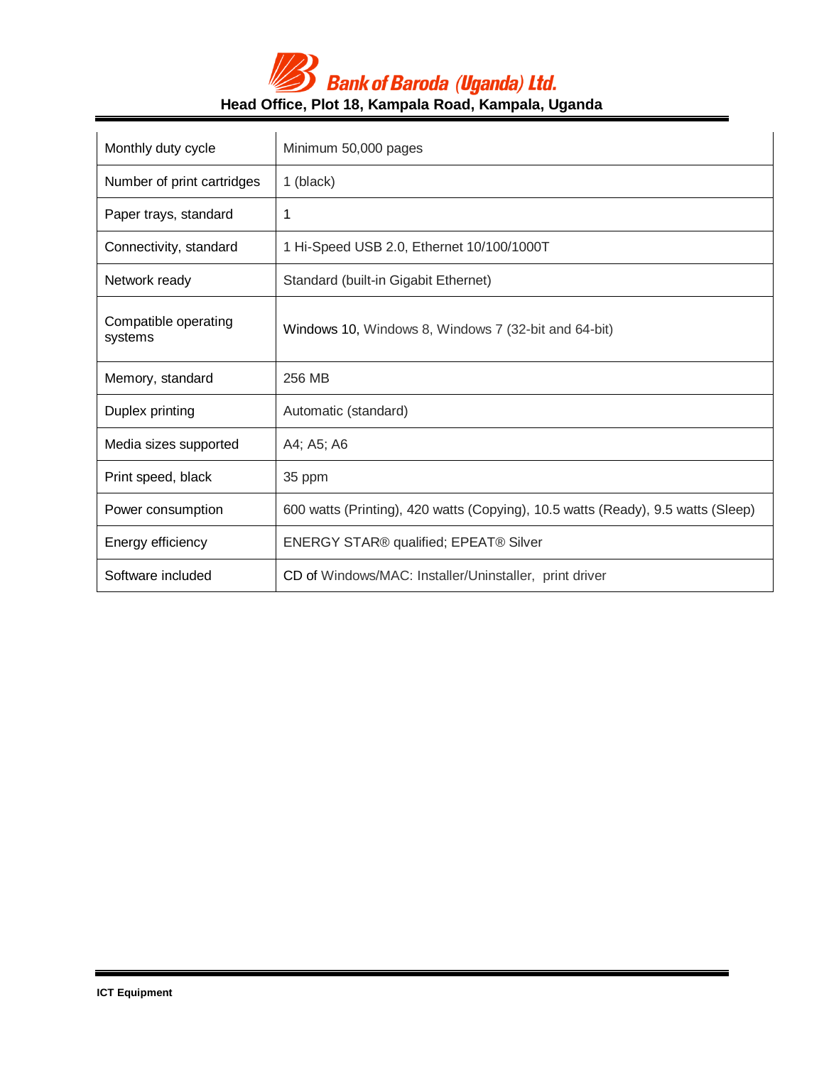| | |
|---|---|
| Monthly duty cycle | Minimum 50,000 pages |
| Number of print cartridges | 1 (black) |
| Paper trays, standard | 1 |
| Connectivity, standard | 1 Hi-Speed USB 2.0, Ethernet 10/100/1000T |
| Network ready | Standard (built-in Gigabit Ethernet) |
| Compatible operating systems | Windows 10, Windows 8, Windows 7 (32-bit and 64-bit) |
| Memory, standard | 256 MB |
| Duplex printing | Automatic (standard) |
| Media sizes supported | A4; A5; A6 |
| Print speed, black | 35 ppm |
| Power consumption | 600 watts (Printing), 420 watts (Copying), 10.5 watts (Ready), 9.5 watts (Sleep) |
| Energy efficiency | ENERGY STAR® qualified; EPEAT® Silver |
| Software included | CD of Windows/MAC: Installer/Uninstaller, print driver |